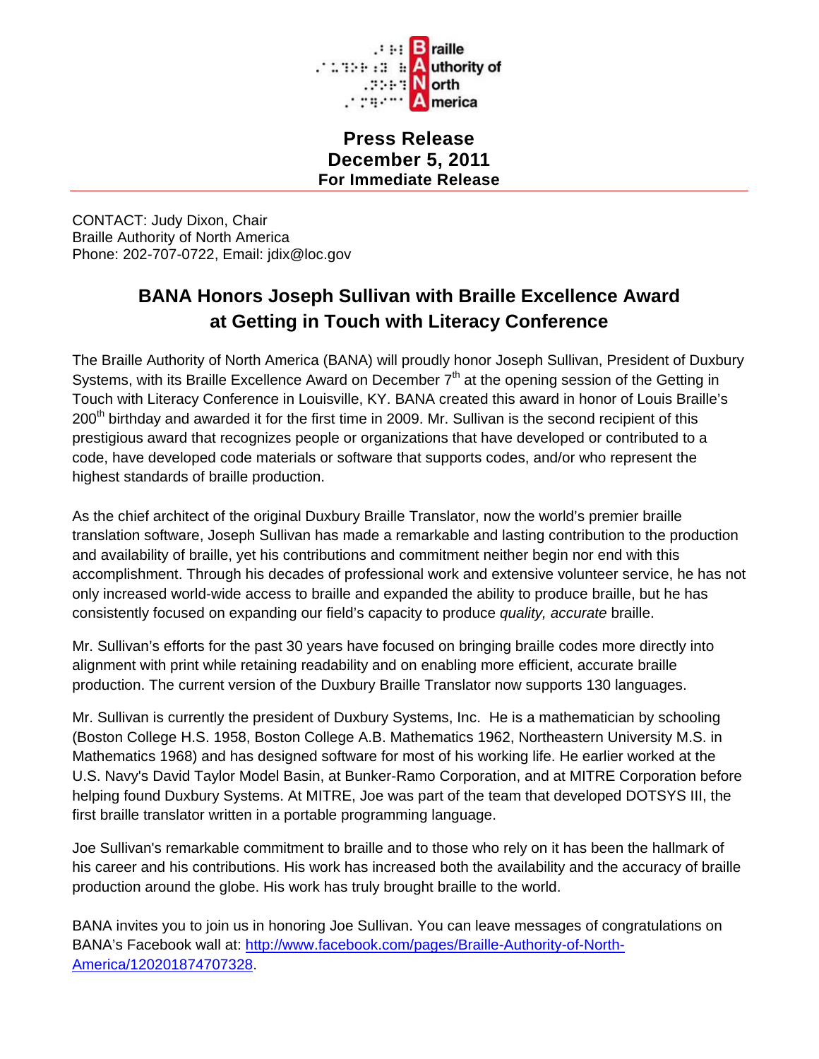**B**raille
**A**uthority of
**N**orth
**A**merica

**Press Release**
**December 5, 2011**
**For Immediate Release**

---

CONTACT: Judy Dixon, Chair
Braille Authority of North America
Phone: 202-707-0722, Email: jdix@loc.gov

# BANA Honors Joseph Sullivan with Braille Excellence Award at Getting in Touch with Literacy Conference

The Braille Authority of North America (BANA) will proudly honor Joseph Sullivan, President of Duxbury Systems, with its Braille Excellence Award on December 7th at the opening session of the Getting in Touch with Literacy Conference in Louisville, KY. BANA created this award in honor of Louis Braille's 200th birthday and awarded it for the first time in 2009. Mr. Sullivan is the second recipient of this prestigious award that recognizes people or organizations that have developed or contributed to a code, have developed code materials or software that supports codes, and/or who represent the highest standards of braille production.

As the chief architect of the original Duxbury Braille Translator, now the world's premier braille translation software, Joseph Sullivan has made a remarkable and lasting contribution to the production and availability of braille, yet his contributions and commitment neither begin nor end with this accomplishment. Through his decades of professional work and extensive volunteer service, he has not only increased world-wide access to braille and expanded the ability to produce braille, but he has consistently focused on expanding our field's capacity to produce *quality, accurate* braille.

Mr. Sullivan's efforts for the past 30 years have focused on bringing braille codes more directly into alignment with print while retaining readability and on enabling more efficient, accurate braille production. The current version of the Duxbury Braille Translator now supports 130 languages.

Mr. Sullivan is currently the president of Duxbury Systems, Inc. He is a mathematician by schooling (Boston College H.S. 1958, Boston College A.B. Mathematics 1962, Northeastern University M.S. in Mathematics 1968) and has designed software for most of his working life. He earlier worked at the U.S. Navy's David Taylor Model Basin, at Bunker-Ramo Corporation, and at MITRE Corporation before helping found Duxbury Systems. At MITRE, Joe was part of the team that developed DOTSYS III, the first braille translator written in a portable programming language.

Joe Sullivan's remarkable commitment to braille and to those who rely on it has been the hallmark of his career and his contributions. His work has increased both the availability and the accuracy of braille production around the globe. His work has truly brought braille to the world.

BANA invites you to join us in honoring Joe Sullivan. You can leave messages of congratulations on BANA's Facebook wall at: [http://www.facebook.com/pages/Braille-Authority-of-North-America/120201874707328](http://www.facebook.com/pages/Braille-Authority-of-North-America/120201874707328).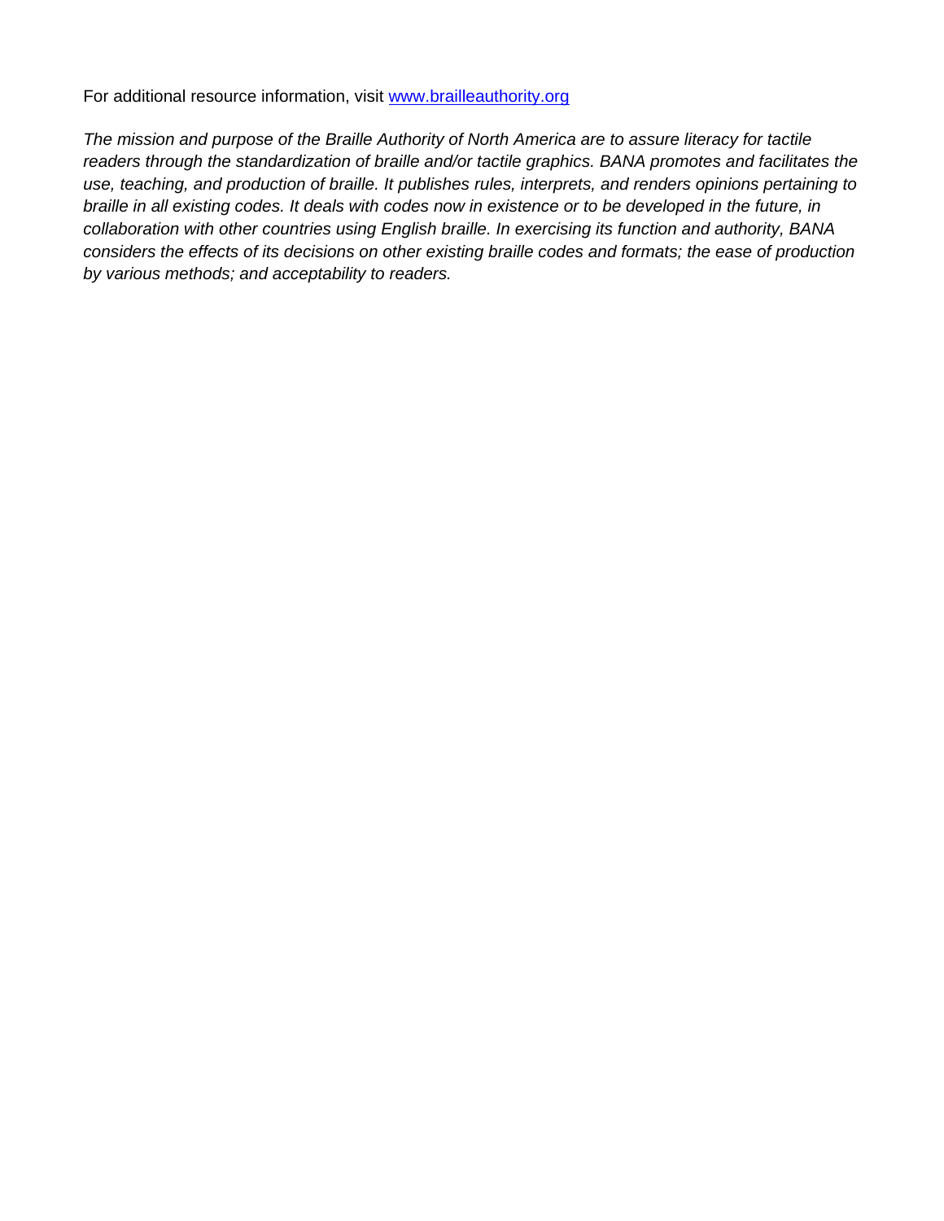For additional resource information, visit [www.brailleauthority.org](http://www.brailleauthority.org)

*The mission and purpose of the Braille Authority of North America are to assure literacy for tactile readers through the standardization of braille and/or tactile graphics. BANA promotes and facilitates the use, teaching, and production of braille. It publishes rules, interprets, and renders opinions pertaining to braille in all existing codes. It deals with codes now in existence or to be developed in the future, in collaboration with other countries using English braille. In exercising its function and authority, BANA considers the effects of its decisions on other existing braille codes and formats; the ease of production by various methods; and acceptability to readers.*